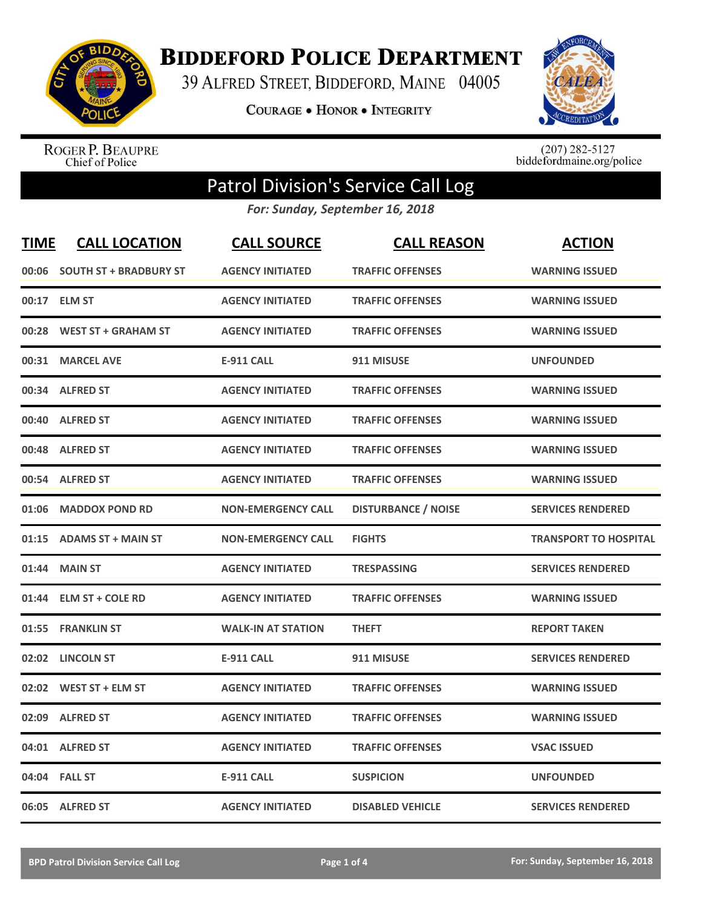# Biddeford Police Department

39 Alfred Street, Biddeford, Maine 04005

Courage • Honor • Integrity

Roger P. Beaupre
Chief of Police

(207) 282-5127
biddefordmaine.org/police

## Patrol Division's Service Call Log

*For: Sunday, September 16, 2018*

| TIME | CALL LOCATION | CALL SOURCE | CALL REASON | ACTION |
|---|---|---|---|---|
| 00:06 | SOUTH ST + BRADBURY ST | AGENCY INITIATED | TRAFFIC OFFENSES | WARNING ISSUED |
| 00:17 | ELM ST | AGENCY INITIATED | TRAFFIC OFFENSES | WARNING ISSUED |
| 00:28 | WEST ST + GRAHAM ST | AGENCY INITIATED | TRAFFIC OFFENSES | WARNING ISSUED |
| 00:31 | MARCEL AVE | E-911 CALL | 911 MISUSE | UNFOUNDED |
| 00:34 | ALFRED ST | AGENCY INITIATED | TRAFFIC OFFENSES | WARNING ISSUED |
| 00:40 | ALFRED ST | AGENCY INITIATED | TRAFFIC OFFENSES | WARNING ISSUED |
| 00:48 | ALFRED ST | AGENCY INITIATED | TRAFFIC OFFENSES | WARNING ISSUED |
| 00:54 | ALFRED ST | AGENCY INITIATED | TRAFFIC OFFENSES | WARNING ISSUED |
| 01:06 | MADDOX POND RD | NON-EMERGENCY CALL | DISTURBANCE / NOISE | SERVICES RENDERED |
| 01:15 | ADAMS ST + MAIN ST | NON-EMERGENCY CALL | FIGHTS | TRANSPORT TO HOSPITAL |
| 01:44 | MAIN ST | AGENCY INITIATED | TRESPASSING | SERVICES RENDERED |
| 01:44 | ELM ST + COLE RD | AGENCY INITIATED | TRAFFIC OFFENSES | WARNING ISSUED |
| 01:55 | FRANKLIN ST | WALK-IN AT STATION | THEFT | REPORT TAKEN |
| 02:02 | LINCOLN ST | E-911 CALL | 911 MISUSE | SERVICES RENDERED |
| 02:02 | WEST ST + ELM ST | AGENCY INITIATED | TRAFFIC OFFENSES | WARNING ISSUED |
| 02:09 | ALFRED ST | AGENCY INITIATED | TRAFFIC OFFENSES | WARNING ISSUED |
| 04:01 | ALFRED ST | AGENCY INITIATED | TRAFFIC OFFENSES | VSAC ISSUED |
| 04:04 | FALL ST | E-911 CALL | SUSPICION | UNFOUNDED |
| 06:05 | ALFRED ST | AGENCY INITIATED | DISABLED VEHICLE | SERVICES RENDERED |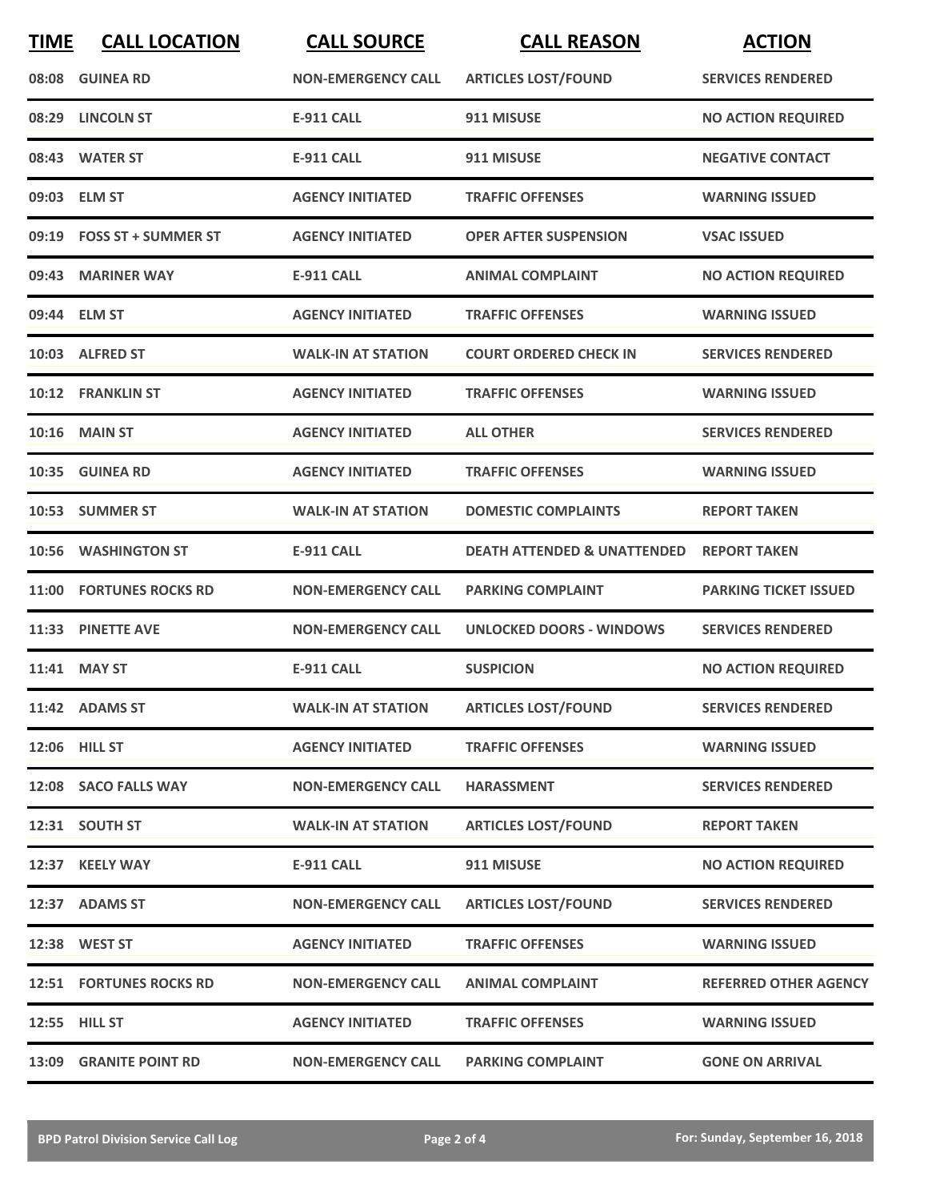| TIME | CALL LOCATION | CALL SOURCE | CALL REASON | ACTION |
|---|---|---|---|---|
| 08:08 | GUINEA RD | NON-EMERGENCY CALL | ARTICLES LOST/FOUND | SERVICES RENDERED |
| 08:29 | LINCOLN ST | E-911 CALL | 911 MISUSE | NO ACTION REQUIRED |
| 08:43 | WATER ST | E-911 CALL | 911 MISUSE | NEGATIVE CONTACT |
| 09:03 | ELM ST | AGENCY INITIATED | TRAFFIC OFFENSES | WARNING ISSUED |
| 09:19 | FOSS ST + SUMMER ST | AGENCY INITIATED | OPER AFTER SUSPENSION | VSAC ISSUED |
| 09:43 | MARINER WAY | E-911 CALL | ANIMAL COMPLAINT | NO ACTION REQUIRED |
| 09:44 | ELM ST | AGENCY INITIATED | TRAFFIC OFFENSES | WARNING ISSUED |
| 10:03 | ALFRED ST | WALK-IN AT STATION | COURT ORDERED CHECK IN | SERVICES RENDERED |
| 10:12 | FRANKLIN ST | AGENCY INITIATED | TRAFFIC OFFENSES | WARNING ISSUED |
| 10:16 | MAIN ST | AGENCY INITIATED | ALL OTHER | SERVICES RENDERED |
| 10:35 | GUINEA RD | AGENCY INITIATED | TRAFFIC OFFENSES | WARNING ISSUED |
| 10:53 | SUMMER ST | WALK-IN AT STATION | DOMESTIC COMPLAINTS | REPORT TAKEN |
| 10:56 | WASHINGTON ST | E-911 CALL | DEATH ATTENDED & UNATTENDED | REPORT TAKEN |
| 11:00 | FORTUNES ROCKS RD | NON-EMERGENCY CALL | PARKING COMPLAINT | PARKING TICKET ISSUED |
| 11:33 | PINETTE AVE | NON-EMERGENCY CALL | UNLOCKED DOORS - WINDOWS | SERVICES RENDERED |
| 11:41 | MAY ST | E-911 CALL | SUSPICION | NO ACTION REQUIRED |
| 11:42 | ADAMS ST | WALK-IN AT STATION | ARTICLES LOST/FOUND | SERVICES RENDERED |
| 12:06 | HILL ST | AGENCY INITIATED | TRAFFIC OFFENSES | WARNING ISSUED |
| 12:08 | SACO FALLS WAY | NON-EMERGENCY CALL | HARASSMENT | SERVICES RENDERED |
| 12:31 | SOUTH ST | WALK-IN AT STATION | ARTICLES LOST/FOUND | REPORT TAKEN |
| 12:37 | KEELY WAY | E-911 CALL | 911 MISUSE | NO ACTION REQUIRED |
| 12:37 | ADAMS ST | NON-EMERGENCY CALL | ARTICLES LOST/FOUND | SERVICES RENDERED |
| 12:38 | WEST ST | AGENCY INITIATED | TRAFFIC OFFENSES | WARNING ISSUED |
| 12:51 | FORTUNES ROCKS RD | NON-EMERGENCY CALL | ANIMAL COMPLAINT | REFERRED OTHER AGENCY |
| 12:55 | HILL ST | AGENCY INITIATED | TRAFFIC OFFENSES | WARNING ISSUED |
| 13:09 | GRANITE POINT RD | NON-EMERGENCY CALL | PARKING COMPLAINT | GONE ON ARRIVAL |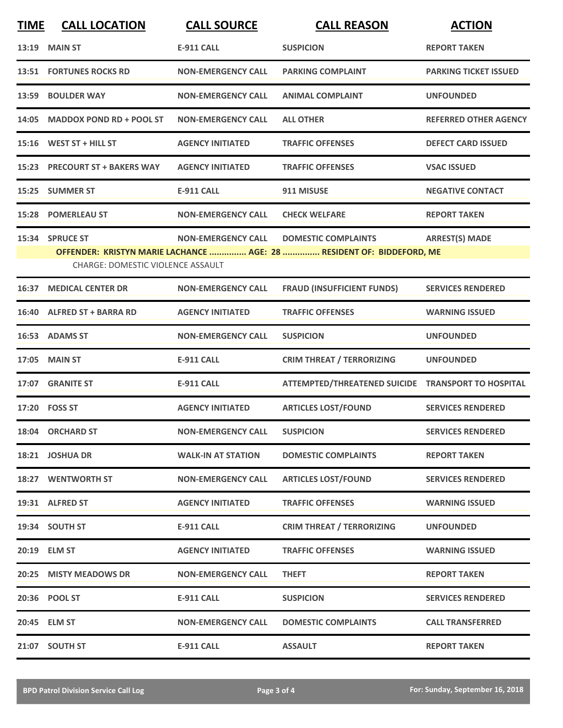| TIME | CALL LOCATION | CALL SOURCE | CALL REASON | ACTION |
|---|---|---|---|---|
| 13:19 | MAIN ST | E-911 CALL | SUSPICION | REPORT TAKEN |
| 13:51 | FORTUNES ROCKS RD | NON-EMERGENCY CALL | PARKING COMPLAINT | PARKING TICKET ISSUED |
| 13:59 | BOULDER WAY | NON-EMERGENCY CALL | ANIMAL COMPLAINT | UNFOUNDED |
| 14:05 | MADDOX POND RD + POOL ST | NON-EMERGENCY CALL | ALL OTHER | REFERRED OTHER AGENCY |
| 15:16 | WEST ST + HILL ST | AGENCY INITIATED | TRAFFIC OFFENSES | DEFECT CARD ISSUED |
| 15:23 | PRECOURT ST + BAKERS WAY | AGENCY INITIATED | TRAFFIC OFFENSES | VSAC ISSUED |
| 15:25 | SUMMER ST | E-911 CALL | 911 MISUSE | NEGATIVE CONTACT |
| 15:28 | POMERLEAU ST | NON-EMERGENCY CALL | CHECK WELFARE | REPORT TAKEN |
| 15:34 | SPRUCE ST | NON-EMERGENCY CALL | DOMESTIC COMPLAINTS | ARREST(S) MADE |
| | OFFENDER: KRISTYN MARIE LACHANCE ............... AGE: 28 ............... RESIDENT OF: BIDDEFORD, ME | | | |
| | CHARGE: DOMESTIC VIOLENCE ASSAULT | | | |
| 16:37 | MEDICAL CENTER DR | NON-EMERGENCY CALL | FRAUD (INSUFFICIENT FUNDS) | SERVICES RENDERED |
| 16:40 | ALFRED ST + BARRA RD | AGENCY INITIATED | TRAFFIC OFFENSES | WARNING ISSUED |
| 16:53 | ADAMS ST | NON-EMERGENCY CALL | SUSPICION | UNFOUNDED |
| 17:05 | MAIN ST | E-911 CALL | CRIM THREAT / TERRORIZING | UNFOUNDED |
| 17:07 | GRANITE ST | E-911 CALL | ATTEMPTED/THREATENED SUICIDE | TRANSPORT TO HOSPITAL |
| 17:20 | FOSS ST | AGENCY INITIATED | ARTICLES LOST/FOUND | SERVICES RENDERED |
| 18:04 | ORCHARD ST | NON-EMERGENCY CALL | SUSPICION | SERVICES RENDERED |
| 18:21 | JOSHUA DR | WALK-IN AT STATION | DOMESTIC COMPLAINTS | REPORT TAKEN |
| 18:27 | WENTWORTH ST | NON-EMERGENCY CALL | ARTICLES LOST/FOUND | SERVICES RENDERED |
| 19:31 | ALFRED ST | AGENCY INITIATED | TRAFFIC OFFENSES | WARNING ISSUED |
| 19:34 | SOUTH ST | E-911 CALL | CRIM THREAT / TERRORIZING | UNFOUNDED |
| 20:19 | ELM ST | AGENCY INITIATED | TRAFFIC OFFENSES | WARNING ISSUED |
| 20:25 | MISTY MEADOWS DR | NON-EMERGENCY CALL | THEFT | REPORT TAKEN |
| 20:36 | POOL ST | E-911 CALL | SUSPICION | SERVICES RENDERED |
| 20:45 | ELM ST | NON-EMERGENCY CALL | DOMESTIC COMPLAINTS | CALL TRANSFERRED |
| 21:07 | SOUTH ST | E-911 CALL | ASSAULT | REPORT TAKEN |

BPD Patrol Division Service Call Log — For: Sunday, September 16, 2018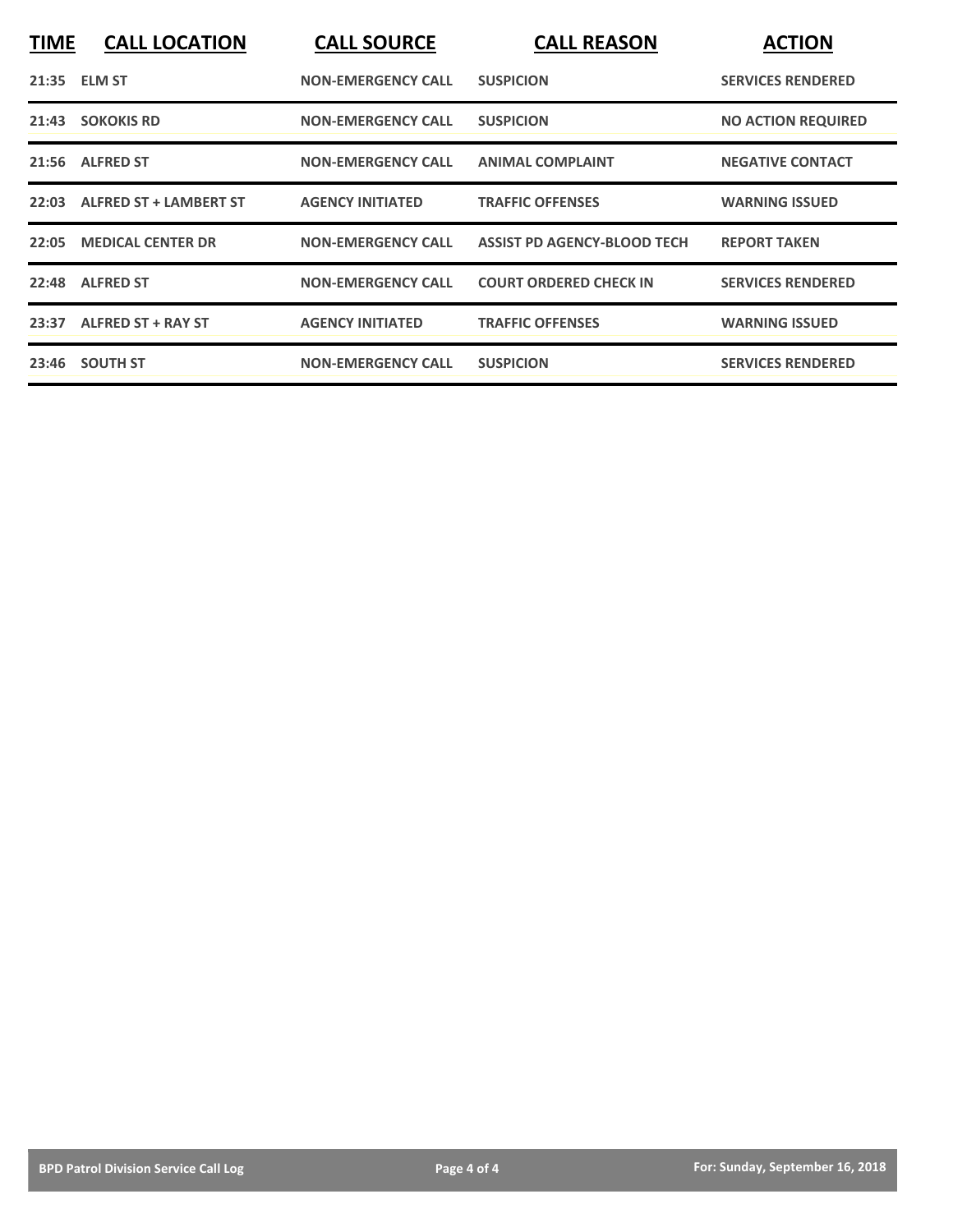| TIME | CALL LOCATION | CALL SOURCE | CALL REASON | ACTION |
|---|---|---|---|---|
| 21:35 | ELM ST | NON-EMERGENCY CALL | SUSPICION | SERVICES RENDERED |
| 21:43 | SOKOKIS RD | NON-EMERGENCY CALL | SUSPICION | NO ACTION REQUIRED |
| 21:56 | ALFRED ST | NON-EMERGENCY CALL | ANIMAL COMPLAINT | NEGATIVE CONTACT |
| 22:03 | ALFRED ST + LAMBERT ST | AGENCY INITIATED | TRAFFIC OFFENSES | WARNING ISSUED |
| 22:05 | MEDICAL CENTER DR | NON-EMERGENCY CALL | ASSIST PD AGENCY-BLOOD TECH | REPORT TAKEN |
| 22:48 | ALFRED ST | NON-EMERGENCY CALL | COURT ORDERED CHECK IN | SERVICES RENDERED |
| 23:37 | ALFRED ST + RAY ST | AGENCY INITIATED | TRAFFIC OFFENSES | WARNING ISSUED |
| 23:46 | SOUTH ST | NON-EMERGENCY CALL | SUSPICION | SERVICES RENDERED |